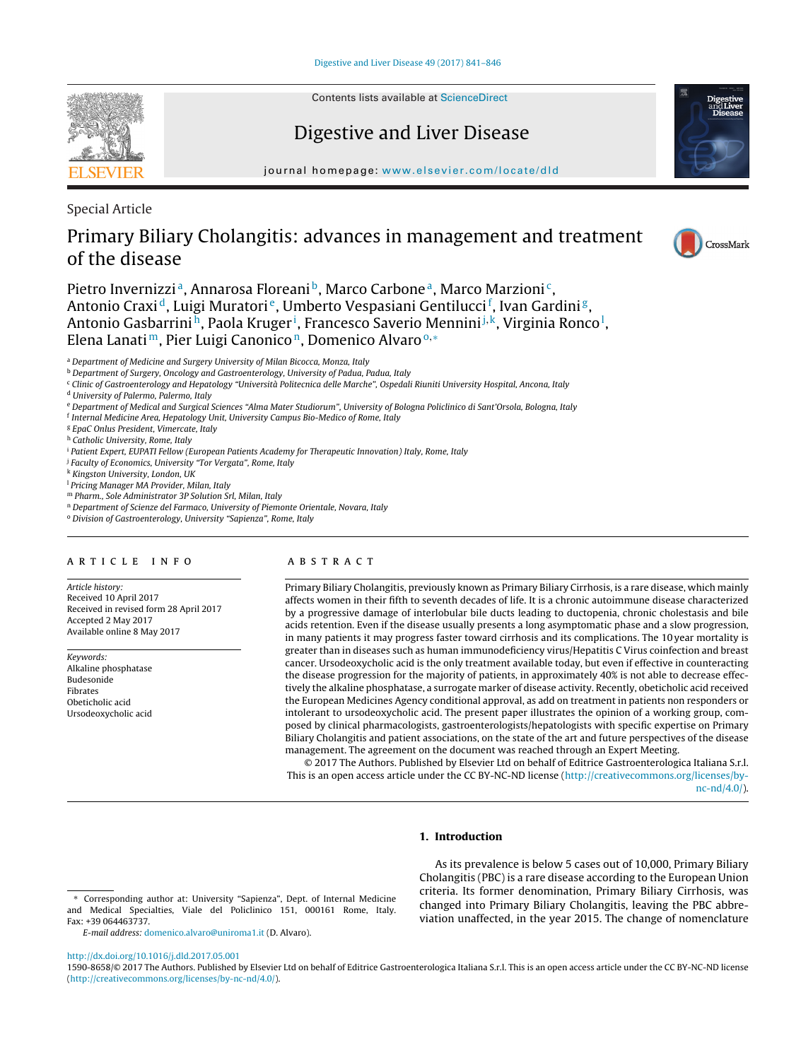Special Article

# Primary Biliary Cholangitis: advances in management and treatment of the disease

Pietro Invernizzi[a], Annarosa Floreani[b], Marco Carbone[a], Marco Marzioni[c], Antonio Craxi[d], Luigi Muratori[e], Umberto Vespasiani Gentilucci[f], Ivan Gardini[g], Antonio Gasbarrini[h], Paola Kruger[i], Francesco Saverio Mennini[j,k], Virginia Ronco[l], Elena Lanati[m], Pier Luigi Canonico[n], Domenico Alvaro[o,*]

[a] Department of Medicine and Surgery University of Milan Bicocca, Monza, Italy
[b] Department of Surgery, Oncology and Gastroenterology, University of Padua, Padua, Italy
[c] Clinic of Gastroenterology and Hepatology "Università Politecnica delle Marche", Ospedali Riuniti University Hospital, Ancona, Italy
[d] University of Palermo, Palermo, Italy
[e] Department of Medical and Surgical Sciences "Alma Mater Studiorum", University of Bologna Policlinico di Sant'Orsola, Bologna, Italy
[f] Internal Medicine Area, Hepatology Unit, University Campus Bio-Medico of Rome, Italy
[g] EpaC Onlus President, Vimercate, Italy
[h] Catholic University, Rome, Italy
[i] Patient Expert, EUPATI Fellow (European Patients Academy for Therapeutic Innovation) Italy, Rome, Italy
[j] Faculty of Economics, University "Tor Vergata", Rome, Italy
[k] Kingston University, London, UK
[l] Pricing Manager MA Provider, Milan, Italy
[m] Pharm., Sole Administrator 3P Solution Srl, Milan, Italy
[n] Department of Scienze del Farmaco, University of Piemonte Orientale, Novara, Italy
[o] Division of Gastroenterology, University "Sapienza", Rome, Italy

**ARTICLE INFO**

*Article history:*
Received 10 April 2017
Received in revised form 28 April 2017
Accepted 2 May 2017
Available online 8 May 2017

*Keywords:*
Alkaline phosphatase
Budesonide
Fibrates
Obeticholic acid
Ursodeoxycholic acid

**ABSTRACT**

Primary Biliary Cholangitis, previously known as Primary Biliary Cirrhosis, is a rare disease, which mainly affects women in their fifth to seventh decades of life. It is a chronic autoimmune disease characterized by a progressive damage of interlobular bile ducts leading to ductopenia, chronic cholestasis and bile acids retention. Even if the disease usually presents a long asymptomatic phase and a slow progression, in many patients it may progress faster toward cirrhosis and its complications. The 10 year mortality is greater than in diseases such as human immunodeficiency virus/Hepatitis C Virus coinfection and breast cancer. Ursodeoxycholic acid is the only treatment available today, but even if effective in counteracting the disease progression for the majority of patients, in approximately 40% is not able to decrease effectively the alkaline phosphatase, a surrogate marker of disease activity. Recently, obeticholic acid received the European Medicines Agency conditional approval, as add on treatment in patients non responders or intolerant to ursodeoxycholic acid. The present paper illustrates the opinion of a working group, composed by clinical pharmacologists, gastroenterologists/hepatologists with specific expertise on Primary Biliary Cholangitis and patient associations, on the state of the art and future perspectives of the disease management. The agreement on the document was reached through an Expert Meeting.

© 2017 The Authors. Published by Elsevier Ltd on behalf of Editrice Gastroenterologica Italiana S.r.l. This is an open access article under the CC BY-NC-ND license (http://creativecommons.org/licenses/by-nc-nd/4.0/).

## 1. Introduction

As its prevalence is below 5 cases out of 10,000, Primary Biliary Cholangitis (PBC) is a rare disease according to the European Union criteria. Its former denomination, Primary Biliary Cirrhosis, was changed into Primary Biliary Cholangitis, leaving the PBC abbreviation unaffected, in the year 2015. The change of nomenclature

* Corresponding author at: University "Sapienza", Dept. of Internal Medicine and Medical Specialties, Viale del Policlinico 151, 000161 Rome, Italy. Fax: +39 064463737.

*E-mail address:* domenico.alvaro@uniroma1.it (D. Alvaro).

http://dx.doi.org/10.1016/j.dld.2017.05.001
1590-8658/© 2017 The Authors. Published by Elsevier Ltd on behalf of Editrice Gastroenterologica Italiana S.r.l. This is an open access article under the CC BY-NC-ND license (http://creativecommons.org/licenses/by-nc-nd/4.0/).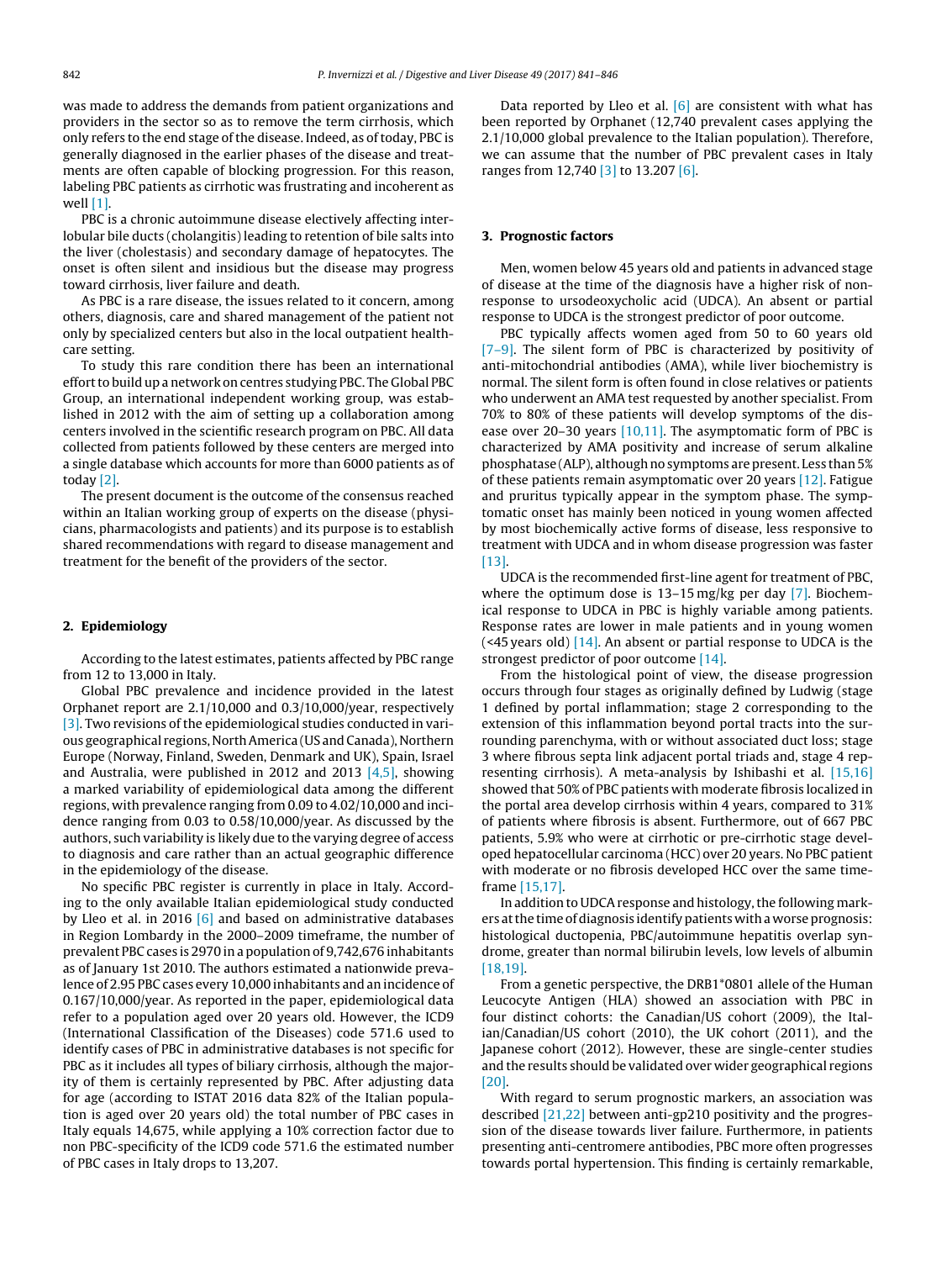was made to address the demands from patient organizations and providers in the sector so as to remove the term cirrhosis, which only refers to the end stage of the disease. Indeed, as of today, PBC is generally diagnosed in the earlier phases of the disease and treatments are often capable of blocking progression. For this reason, labeling PBC patients as cirrhotic was frustrating and incoherent as well [1].

PBC is a chronic autoimmune disease electively affecting interlobular bile ducts (cholangitis) leading to retention of bile salts into the liver (cholestasis) and secondary damage of hepatocytes. The onset is often silent and insidious but the disease may progress toward cirrhosis, liver failure and death.

As PBC is a rare disease, the issues related to it concern, among others, diagnosis, care and shared management of the patient not only by specialized centers but also in the local outpatient healthcare setting.

To study this rare condition there has been an international effort to build up a network on centres studying PBC. The Global PBC Group, an international independent working group, was established in 2012 with the aim of setting up a collaboration among centers involved in the scientific research program on PBC. All data collected from patients followed by these centers are merged into a single database which accounts for more than 6000 patients as of today [2].

The present document is the outcome of the consensus reached within an Italian working group of experts on the disease (physicians, pharmacologists and patients) and its purpose is to establish shared recommendations with regard to disease management and treatment for the benefit of the providers of the sector.

## 2. Epidemiology

According to the latest estimates, patients affected by PBC range from 12 to 13,000 in Italy.

Global PBC prevalence and incidence provided in the latest Orphanet report are 2.1/10,000 and 0.3/10,000/year, respectively [3]. Two revisions of the epidemiological studies conducted in various geographical regions, North America (US and Canada), Northern Europe (Norway, Finland, Sweden, Denmark and UK), Spain, Israel and Australia, were published in 2012 and 2013 [4,5], showing a marked variability of epidemiological data among the different regions, with prevalence ranging from 0.09 to 4.02/10,000 and incidence ranging from 0.03 to 0.58/10,000/year. As discussed by the authors, such variability is likely due to the varying degree of access to diagnosis and care rather than an actual geographic difference in the epidemiology of the disease.

No specific PBC register is currently in place in Italy. According to the only available Italian epidemiological study conducted by Lleo et al. in 2016 [6] and based on administrative databases in Region Lombardy in the 2000–2009 timeframe, the number of prevalent PBC cases is 2970 in a population of 9,742,676 inhabitants as of January 1st 2010. The authors estimated a nationwide prevalence of 2.95 PBC cases every 10,000 inhabitants and an incidence of 0.167/10,000/year. As reported in the paper, epidemiological data refer to a population aged over 20 years old. However, the ICD9 (International Classification of the Diseases) code 571.6 used to identify cases of PBC in administrative databases is not specific for PBC as it includes all types of biliary cirrhosis, although the majority of them is certainly represented by PBC. After adjusting data for age (according to ISTAT 2016 data 82% of the Italian population is aged over 20 years old) the total number of PBC cases in Italy equals 14,675, while applying a 10% correction factor due to non PBC-specificity of the ICD9 code 571.6 the estimated number of PBC cases in Italy drops to 13,207.

Data reported by Lleo et al. [6] are consistent with what has been reported by Orphanet (12,740 prevalent cases applying the 2.1/10,000 global prevalence to the Italian population). Therefore, we can assume that the number of PBC prevalent cases in Italy ranges from 12,740 [3] to 13.207 [6].

## 3. Prognostic factors

Men, women below 45 years old and patients in advanced stage of disease at the time of the diagnosis have a higher risk of non-response to ursodeoxycholic acid (UDCA). An absent or partial response to UDCA is the strongest predictor of poor outcome.

PBC typically affects women aged from 50 to 60 years old [7–9]. The silent form of PBC is characterized by positivity of anti-mitochondrial antibodies (AMA), while liver biochemistry is normal. The silent form is often found in close relatives or patients who underwent an AMA test requested by another specialist. From 70% to 80% of these patients will develop symptoms of the disease over 20–30 years [10,11]. The asymptomatic form of PBC is characterized by AMA positivity and increase of serum alkaline phosphatase (ALP), although no symptoms are present. Less than 5% of these patients remain asymptomatic over 20 years [12]. Fatigue and pruritus typically appear in the symptom phase. The symptomatic onset has mainly been noticed in young women affected by most biochemically active forms of disease, less responsive to treatment with UDCA and in whom disease progression was faster [13].

UDCA is the recommended first-line agent for treatment of PBC, where the optimum dose is 13–15 mg/kg per day [7]. Biochemical response to UDCA in PBC is highly variable among patients. Response rates are lower in male patients and in young women (<45 years old) [14]. An absent or partial response to UDCA is the strongest predictor of poor outcome [14].

From the histological point of view, the disease progression occurs through four stages as originally defined by Ludwig (stage 1 defined by portal inflammation; stage 2 corresponding to the extension of this inflammation beyond portal tracts into the surrounding parenchyma, with or without associated duct loss; stage 3 where fibrous septa link adjacent portal triads and, stage 4 representing cirrhosis). A meta-analysis by Ishibashi et al. [15,16] showed that 50% of PBC patients with moderate fibrosis localized in the portal area develop cirrhosis within 4 years, compared to 31% of patients where fibrosis is absent. Furthermore, out of 667 PBC patients, 5.9% who were at cirrhotic or pre-cirrhotic stage developed hepatocellular carcinoma (HCC) over 20 years. No PBC patient with moderate or no fibrosis developed HCC over the same timeframe [15,17].

In addition to UDCA response and histology, the following markers at the time of diagnosis identify patients with a worse prognosis: histological ductopenia, PBC/autoimmune hepatitis overlap syndrome, greater than normal bilirubin levels, low levels of albumin [18,19].

From a genetic perspective, the DRB1*0801 allele of the Human Leucocyte Antigen (HLA) showed an association with PBC in four distinct cohorts: the Canadian/US cohort (2009), the Italian/Canadian/US cohort (2010), the UK cohort (2011), and the Japanese cohort (2012). However, these are single-center studies and the results should be validated over wider geographical regions [20].

With regard to serum prognostic markers, an association was described [21,22] between anti-gp210 positivity and the progression of the disease towards liver failure. Furthermore, in patients presenting anti-centromere antibodies, PBC more often progresses towards portal hypertension. This finding is certainly remarkable,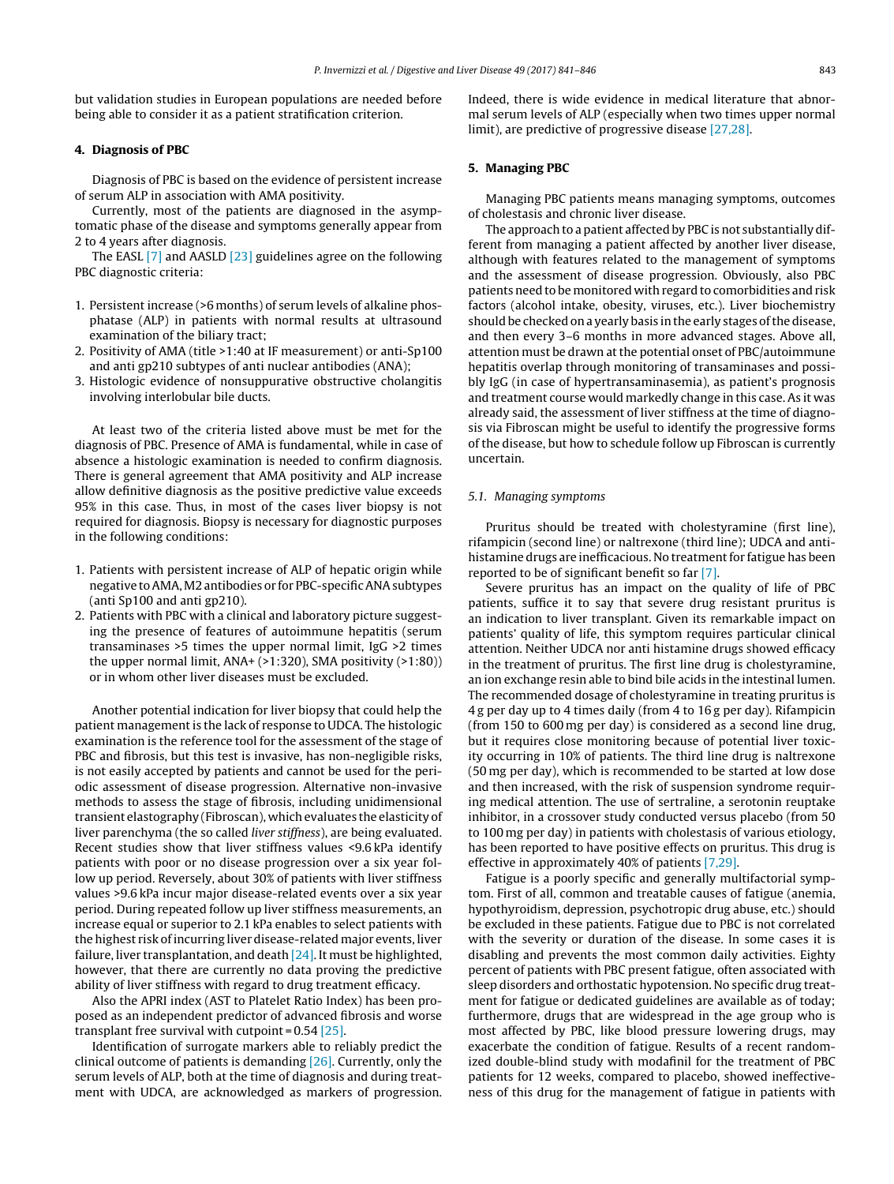but validation studies in European populations are needed before being able to consider it as a patient stratification criterion.

## 4. Diagnosis of PBC

Diagnosis of PBC is based on the evidence of persistent increase of serum ALP in association with AMA positivity.

Currently, most of the patients are diagnosed in the asymptomatic phase of the disease and symptoms generally appear from 2 to 4 years after diagnosis.

The EASL [7] and AASLD [23] guidelines agree on the following PBC diagnostic criteria:

1. Persistent increase (>6 months) of serum levels of alkaline phosphatase (ALP) in patients with normal results at ultrasound examination of the biliary tract;
2. Positivity of AMA (title >1:40 at IF measurement) or anti-Sp100 and anti gp210 subtypes of anti nuclear antibodies (ANA);
3. Histologic evidence of nonsuppurative obstructive cholangitis involving interlobular bile ducts.

At least two of the criteria listed above must be met for the diagnosis of PBC. Presence of AMA is fundamental, while in case of absence a histologic examination is needed to confirm diagnosis. There is general agreement that AMA positivity and ALP increase allow definitive diagnosis as the positive predictive value exceeds 95% in this case. Thus, in most of the cases liver biopsy is not required for diagnosis. Biopsy is necessary for diagnostic purposes in the following conditions:

1. Patients with persistent increase of ALP of hepatic origin while negative to AMA, M2 antibodies or for PBC-specific ANA subtypes (anti Sp100 and anti gp210).
2. Patients with PBC with a clinical and laboratory picture suggesting the presence of features of autoimmune hepatitis (serum transaminases >5 times the upper normal limit, IgG >2 times the upper normal limit, ANA+ (>1:320), SMA positivity (>1:80)) or in whom other liver diseases must be excluded.

Another potential indication for liver biopsy that could help the patient management is the lack of response to UDCA. The histologic examination is the reference tool for the assessment of the stage of PBC and fibrosis, but this test is invasive, has non-negligible risks, is not easily accepted by patients and cannot be used for the periodic assessment of disease progression. Alternative non-invasive methods to assess the stage of fibrosis, including unidimensional transient elastography (Fibroscan), which evaluates the elasticity of liver parenchyma (the so called *liver stiffness*), are being evaluated. Recent studies show that liver stiffness values <9.6 kPa identify patients with poor or no disease progression over a six year follow up period. Reversely, about 30% of patients with liver stiffness values >9.6 kPa incur major disease-related events over a six year period. During repeated follow up liver stiffness measurements, an increase equal or superior to 2.1 kPa enables to select patients with the highest risk of incurring liver disease-related major events, liver failure, liver transplantation, and death [24]. It must be highlighted, however, that there are currently no data proving the predictive ability of liver stiffness with regard to drug treatment efficacy.

Also the APRI index (AST to Platelet Ratio Index) has been proposed as an independent predictor of advanced fibrosis and worse transplant free survival with cutpoint = 0.54 [25].

Identification of surrogate markers able to reliably predict the clinical outcome of patients is demanding [26]. Currently, only the serum levels of ALP, both at the time of diagnosis and during treatment with UDCA, are acknowledged as markers of progression. Indeed, there is wide evidence in medical literature that abnormal serum levels of ALP (especially when two times upper normal limit), are predictive of progressive disease [27,28].

## 5. Managing PBC

Managing PBC patients means managing symptoms, outcomes of cholestasis and chronic liver disease.

The approach to a patient affected by PBC is not substantially different from managing a patient affected by another liver disease, although with features related to the management of symptoms and the assessment of disease progression. Obviously, also PBC patients need to be monitored with regard to comorbidities and risk factors (alcohol intake, obesity, viruses, etc.). Liver biochemistry should be checked on a yearly basis in the early stages of the disease, and then every 3–6 months in more advanced stages. Above all, attention must be drawn at the potential onset of PBC/autoimmune hepatitis overlap through monitoring of transaminases and possibly IgG (in case of hypertransaminasemia), as patient's prognosis and treatment course would markedly change in this case. As it was already said, the assessment of liver stiffness at the time of diagnosis via Fibroscan might be useful to identify the progressive forms of the disease, but how to schedule follow up Fibroscan is currently uncertain.

### 5.1. Managing symptoms

Pruritus should be treated with cholestyramine (first line), rifampicin (second line) or naltrexone (third line); UDCA and antihistamine drugs are inefficacious. No treatment for fatigue has been reported to be of significant benefit so far [7].

Severe pruritus has an impact on the quality of life of PBC patients, suffice it to say that severe drug resistant pruritus is an indication to liver transplant. Given its remarkable impact on patients' quality of life, this symptom requires particular clinical attention. Neither UDCA nor anti histamine drugs showed efficacy in the treatment of pruritus. The first line drug is cholestyramine, an ion exchange resin able to bind bile acids in the intestinal lumen. The recommended dosage of cholestyramine in treating pruritus is 4 g per day up to 4 times daily (from 4 to 16 g per day). Rifampicin (from 150 to 600 mg per day) is considered as a second line drug, but it requires close monitoring because of potential liver toxicity occurring in 10% of patients. The third line drug is naltrexone (50 mg per day), which is recommended to be started at low dose and then increased, with the risk of suspension syndrome requiring medical attention. The use of sertraline, a serotonin reuptake inhibitor, in a crossover study conducted versus placebo (from 50 to 100 mg per day) in patients with cholestasis of various etiology, has been reported to have positive effects on pruritus. This drug is effective in approximately 40% of patients [7,29].

Fatigue is a poorly specific and generally multifactorial symptom. First of all, common and treatable causes of fatigue (anemia, hypothyroidism, depression, psychotropic drug abuse, etc.) should be excluded in these patients. Fatigue due to PBC is not correlated with the severity or duration of the disease. In some cases it is disabling and prevents the most common daily activities. Eighty percent of patients with PBC present fatigue, often associated with sleep disorders and orthostatic hypotension. No specific drug treatment for fatigue or dedicated guidelines are available as of today; furthermore, drugs that are widespread in the age group who is most affected by PBC, like blood pressure lowering drugs, may exacerbate the condition of fatigue. Results of a recent randomized double-blind study with modafinil for the treatment of PBC patients for 12 weeks, compared to placebo, showed ineffectiveness of this drug for the management of fatigue in patients with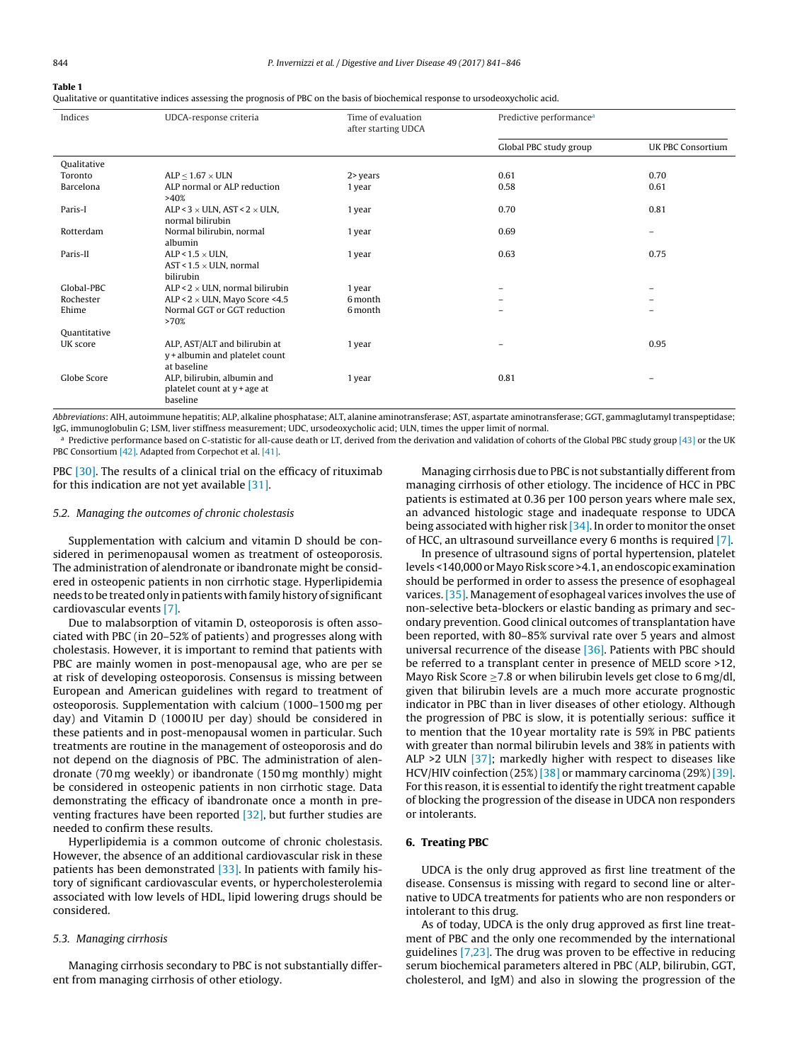**Table 1**
Qualitative or quantitative indices assessing the prognosis of PBC on the basis of biochemical response to ursodeoxycholic acid.

| Indices | UDCA-response criteria | Time of evaluation after starting UDCA | Predictive performance[a] | |
|---|---|---|---|---|
| | | | Global PBC study group | UK PBC Consortium |
| Qualitative | | | | |
| Toronto | ALP ≤ 1.67 × ULN | 2> years | 0.61 | 0.70 |
| Barcelona | ALP normal or ALP reduction >40% | 1 year | 0.58 | 0.61 |
| Paris-I | ALP < 3 × ULN, AST < 2 × ULN, normal bilirubin | 1 year | 0.70 | 0.81 |
| Rotterdam | Normal bilirubin, normal albumin | 1 year | 0.69 | – |
| Paris-II | ALP < 1.5 × ULN, AST < 1.5 × ULN, normal bilirubin | 1 year | 0.63 | 0.75 |
| Global-PBC | ALP < 2 × ULN, normal bilirubin | 1 year | – | – |
| Rochester | ALP < 2 × ULN, Mayo Score <4.5 | 6 month | – | – |
| Ehime | Normal GGT or GGT reduction >70% | 6 month | – | – |
| Quantitative | | | | |
| UK score | ALP, AST/ALT and bilirubin at y + albumin and platelet count at baseline | 1 year | – | 0.95 |
| Globe Score | ALP, bilirubin, albumin and platelet count at y + age at baseline | 1 year | 0.81 | – |

*Abbreviations*: AIH, autoimmune hepatitis; ALP, alkaline phosphatase; ALT, alanine aminotransferase; AST, aspartate aminotransferase; GGT, gammaglutamyl transpeptidase; IgG, immunoglobulin G; LSM, liver stiffness measurement; UDC, ursodeoxycholic acid; ULN, times the upper limit of normal.

[a] Predictive performance based on C-statistic for all-cause death or LT, derived from the derivation and validation of cohorts of the Global PBC study group [43] or the UK PBC Consortium [42]. Adapted from Corpechot et al. [41].

PBC [30]. The results of a clinical trial on the efficacy of rituximab for this indication are not yet available [31].

### 5.2. Managing the outcomes of chronic cholestasis

Supplementation with calcium and vitamin D should be considered in perimenopausal women as treatment of osteoporosis. The administration of alendronate or ibandronate might be considered in osteopenic patients in non cirrhotic stage. Hyperlipidemia needs to be treated only in patients with family history of significant cardiovascular events [7].

Due to malabsorption of vitamin D, osteoporosis is often associated with PBC (in 20–52% of patients) and progresses along with cholestasis. However, it is important to remind that patients with PBC are mainly women in post-menopausal age, who are per se at risk of developing osteoporosis. Consensus is missing between European and American guidelines with regard to treatment of osteoporosis. Supplementation with calcium (1000–1500 mg per day) and Vitamin D (1000 IU per day) should be considered in these patients and in post-menopausal women in particular. Such treatments are routine in the management of osteoporosis and do not depend on the diagnosis of PBC. The administration of alendronate (70 mg weekly) or ibandronate (150 mg monthly) might be considered in osteopenic patients in non cirrhotic stage. Data demonstrating the efficacy of ibandronate once a month in preventing fractures have been reported [32], but further studies are needed to confirm these results.

Hyperlipidemia is a common outcome of chronic cholestasis. However, the absence of an additional cardiovascular risk in these patients has been demonstrated [33]. In patients with family history of significant cardiovascular events, or hypercholesterolemia associated with low levels of HDL, lipid lowering drugs should be considered.

### 5.3. Managing cirrhosis

Managing cirrhosis secondary to PBC is not substantially different from managing cirrhosis of other etiology.

Managing cirrhosis due to PBC is not substantially different from managing cirrhosis of other etiology. The incidence of HCC in PBC patients is estimated at 0.36 per 100 person years where male sex, an advanced histologic stage and inadequate response to UDCA being associated with higher risk [34]. In order to monitor the onset of HCC, an ultrasound surveillance every 6 months is required [7].

In presence of ultrasound signs of portal hypertension, platelet levels <140,000 or Mayo Risk score >4.1, an endoscopic examination should be performed in order to assess the presence of esophageal varices. [35]. Management of esophageal varices involves the use of non-selective beta-blockers or elastic banding as primary and secondary prevention. Good clinical outcomes of transplantation have been reported, with 80–85% survival rate over 5 years and almost universal recurrence of the disease [36]. Patients with PBC should be referred to a transplant center in presence of MELD score >12, Mayo Risk Score ≥7.8 or when bilirubin levels get close to 6 mg/dl, given that bilirubin levels are a much more accurate prognostic indicator in PBC than in liver diseases of other etiology. Although the progression of PBC is slow, it is potentially serious: suffice it to mention that the 10 year mortality rate is 59% in PBC patients with greater than normal bilirubin levels and 38% in patients with ALP >2 ULN [37]; markedly higher with respect to diseases like HCV/HIV coinfection (25%) [38] or mammary carcinoma (29%) [39]. For this reason, it is essential to identify the right treatment capable of blocking the progression of the disease in UDCA non responders or intolerants.

## 6. Treating PBC

UDCA is the only drug approved as first line treatment of the disease. Consensus is missing with regard to second line or alternative to UDCA treatments for patients who are non responders or intolerant to this drug.

As of today, UDCA is the only drug approved as first line treatment of PBC and the only one recommended by the international guidelines [7,23]. The drug was proven to be effective in reducing serum biochemical parameters altered in PBC (ALP, bilirubin, GGT, cholesterol, and IgM) and also in slowing the progression of the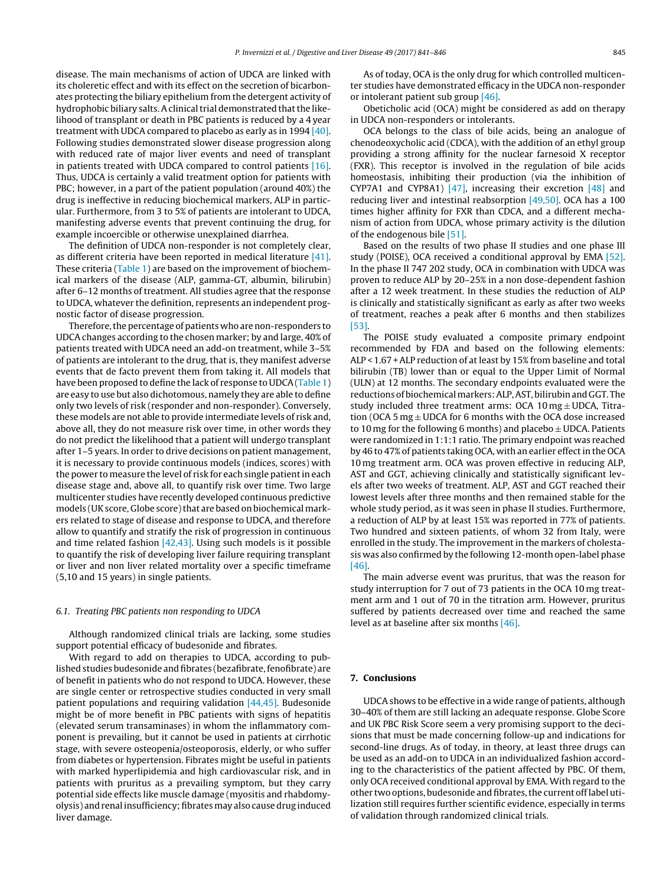disease. The main mechanisms of action of UDCA are linked with its choleretic effect and with its effect on the secretion of bicarbonates protecting the biliary epithelium from the detergent activity of hydrophobic biliary salts. A clinical trial demonstrated that the likelihood of transplant or death in PBC patients is reduced by a 4 year treatment with UDCA compared to placebo as early as in 1994 [40]. Following studies demonstrated slower disease progression along with reduced rate of major liver events and need of transplant in patients treated with UDCA compared to control patients [16]. Thus, UDCA is certainly a valid treatment option for patients with PBC; however, in a part of the patient population (around 40%) the drug is ineffective in reducing biochemical markers, ALP in particular. Furthermore, from 3 to 5% of patients are intolerant to UDCA, manifesting adverse events that prevent continuing the drug, for example incoercible or otherwise unexplained diarrhea.

The definition of UDCA non-responder is not completely clear, as different criteria have been reported in medical literature [41]. These criteria (Table 1) are based on the improvement of biochemical markers of the disease (ALP, gamma-GT, albumin, bilirubin) after 6–12 months of treatment. All studies agree that the response to UDCA, whatever the definition, represents an independent prognostic factor of disease progression.

Therefore, the percentage of patients who are non-responders to UDCA changes according to the chosen marker; by and large, 40% of patients treated with UDCA need an add-on treatment, while 3–5% of patients are intolerant to the drug, that is, they manifest adverse events that de facto prevent them from taking it. All models that have been proposed to define the lack of response to UDCA (Table 1) are easy to use but also dichotomous, namely they are able to define only two levels of risk (responder and non-responder). Conversely, these models are not able to provide intermediate levels of risk and, above all, they do not measure risk over time, in other words they do not predict the likelihood that a patient will undergo transplant after 1–5 years. In order to drive decisions on patient management, it is necessary to provide continuous models (indices, scores) with the power to measure the level of risk for each single patient in each disease stage and, above all, to quantify risk over time. Two large multicenter studies have recently developed continuous predictive models (UK score, Globe score) that are based on biochemical markers related to stage of disease and response to UDCA, and therefore allow to quantify and stratify the risk of progression in continuous and time related fashion [42,43]. Using such models is it possible to quantify the risk of developing liver failure requiring transplant or liver and non liver related mortality over a specific timeframe (5,10 and 15 years) in single patients.

### 6.1. Treating PBC patients non responding to UDCA

Although randomized clinical trials are lacking, some studies support potential efficacy of budesonide and fibrates.

With regard to add on therapies to UDCA, according to published studies budesonide and fibrates (bezafibrate, fenofibrate) are of benefit in patients who do not respond to UDCA. However, these are single center or retrospective studies conducted in very small patient populations and requiring validation [44,45]. Budesonide might be of more benefit in PBC patients with signs of hepatitis (elevated serum transaminases) in whom the inflammatory component is prevailing, but it cannot be used in patients at cirrhotic stage, with severe osteopenia/osteoporosis, elderly, or who suffer from diabetes or hypertension. Fibrates might be useful in patients with marked hyperlipidemia and high cardiovascular risk, and in patients with pruritus as a prevailing symptom, but they carry potential side effects like muscle damage (myositis and rhabdomyolysis) and renal insufficiency; fibrates may also cause drug induced liver damage.

As of today, OCA is the only drug for which controlled multicenter studies have demonstrated efficacy in the UDCA non-responder or intolerant patient sub group [46].

Obeticholic acid (OCA) might be considered as add on therapy in UDCA non-responders or intolerants.

OCA belongs to the class of bile acids, being an analogue of chenodeoxycholic acid (CDCA), with the addition of an ethyl group providing a strong affinity for the nuclear farnesoid X receptor (FXR). This receptor is involved in the regulation of bile acids homeostasis, inhibiting their production (via the inhibition of CYP7A1 and CYP8A1) [47], increasing their excretion [48] and reducing liver and intestinal reabsorption [49,50]. OCA has a 100 times higher affinity for FXR than CDCA, and a different mechanism of action from UDCA, whose primary activity is the dilution of the endogenous bile [51].

Based on the results of two phase II studies and one phase III study (POISE), OCA received a conditional approval by EMA [52]. In the phase II 747 202 study, OCA in combination with UDCA was proven to reduce ALP by 20–25% in a non dose-dependent fashion after a 12 week treatment. In these studies the reduction of ALP is clinically and statistically significant as early as after two weeks of treatment, reaches a peak after 6 months and then stabilizes [53].

The POISE study evaluated a composite primary endpoint recommended by FDA and based on the following elements: ALP < 1.67 + ALP reduction of at least by 15% from baseline and total bilirubin (TB) lower than or equal to the Upper Limit of Normal (ULN) at 12 months. The secondary endpoints evaluated were the reductions of biochemical markers: ALP, AST, bilirubin and GGT. The study included three treatment arms: OCA 10 mg ± UDCA, Titration (OCA 5 mg ± UDCA for 6 months with the OCA dose increased to 10 mg for the following 6 months) and placebo ± UDCA. Patients were randomized in 1:1:1 ratio. The primary endpoint was reached by 46 to 47% of patients taking OCA, with an earlier effect in the OCA 10 mg treatment arm. OCA was proven effective in reducing ALP, AST and GGT, achieving clinically and statistically significant levels after two weeks of treatment. ALP, AST and GGT reached their lowest levels after three months and then remained stable for the whole study period, as it was seen in phase II studies. Furthermore, a reduction of ALP by at least 15% was reported in 77% of patients. Two hundred and sixteen patients, of whom 32 from Italy, were enrolled in the study. The improvement in the markers of cholestasis was also confirmed by the following 12-month open-label phase [46].

The main adverse event was pruritus, that was the reason for study interruption for 7 out of 73 patients in the OCA 10 mg treatment arm and 1 out of 70 in the titration arm. However, pruritus suffered by patients decreased over time and reached the same level as at baseline after six months [46].

## 7. Conclusions

UDCA shows to be effective in a wide range of patients, although 30–40% of them are still lacking an adequate response. Globe Score and UK PBC Risk Score seem a very promising support to the decisions that must be made concerning follow-up and indications for second-line drugs. As of today, in theory, at least three drugs can be used as an add-on to UDCA in an individualized fashion according to the characteristics of the patient affected by PBC. Of them, only OCA received conditional approval by EMA. With regard to the other two options, budesonide and fibrates, the current off label utilization still requires further scientific evidence, especially in terms of validation through randomized clinical trials.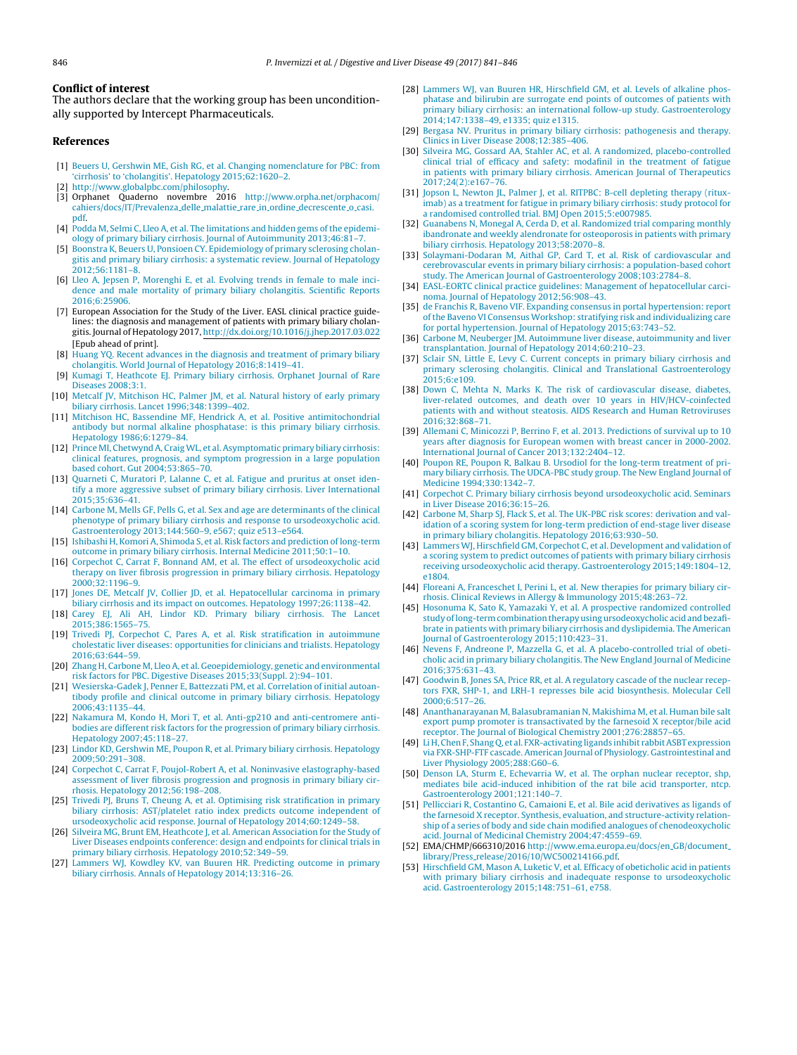## Conflict of interest

The authors declare that the working group has been unconditionally supported by Intercept Pharmaceuticals.

## References

[1] Beuers U, Gershwin ME, Gish RG, et al. Changing nomenclature for PBC: from 'cirrhosis' to 'cholangitis'. Hepatology 2015;62:1620–2.

[2] http://www.globalpbc.com/philosophy.

[3] Orphanet Quaderno novembre 2016 http://www.orpha.net/orphacom/cahiers/docs/IT/Prevalenza_delle_malattie_rare_in_ordine_decrescente_o_casi.pdf.

[4] Podda M, Selmi C, Lleo A, et al. The limitations and hidden gems of the epidemiology of primary biliary cirrhosis. Journal of Autoimmunity 2013;46:81–7.

[5] Boonstra K, Beuers U, Ponsioen CY. Epidemiology of primary sclerosing cholangitis and primary biliary cirrhosis: a systematic review. Journal of Hepatology 2012;56:1181–8.

[6] Lleo A, Jepsen P, Morenghi E, et al. Evolving trends in female to male incidence and male mortality of primary biliary cholangitis. Scientific Reports 2016;6:25906.

[7] European Association for the Study of the Liver. EASL clinical practice guidelines: the diagnosis and management of patients with primary biliary cholangitis. Journal of Hepatology 2017, http://dx.doi.org/10.1016/j.jhep.2017.03.022 [Epub ahead of print].

[8] Huang YQ. Recent advances in the diagnosis and treatment of primary biliary cholangitis. World Journal of Hepatology 2016;8:1419–41.

[9] Kumagi T, Heathcote EJ. Primary biliary cirrhosis. Orphanet Journal of Rare Diseases 2008;3:1.

[10] Metcalf JV, Mitchison HC, Palmer JM, et al. Natural history of early primary biliary cirrhosis. Lancet 1996;348:1399–402.

[11] Mitchison HC, Bassendine MF, Hendrick A, et al. Positive antimitochondrial antibody but normal alkaline phosphatase: is this primary biliary cirrhosis. Hepatology 1986;6:1279–84.

[12] Prince MI, Chetwynd A, Craig WL, et al. Asymptomatic primary biliary cirrhosis: clinical features, prognosis, and symptom progression in a large population based cohort. Gut 2004;53:865–70.

[13] Quarneti C, Muratori P, Lalanne C, et al. Fatigue and pruritus at onset identify a more aggressive subset of primary biliary cirrhosis. Liver International 2015;35:636–41.

[14] Carbone M, Mells GF, Pells G, et al. Sex and age are determinants of the clinical phenotype of primary biliary cirrhosis and response to ursodeoxycholic acid. Gastroenterology 2013;144:560–9, e567; quiz e513–e564.

[15] Ishibashi H, Komori A, Shimoda S, et al. Risk factors and prediction of long-term outcome in primary biliary cirrhosis. Internal Medicine 2011;50:1–10.

[16] Corpechot C, Carrat F, Bonnand AM, et al. The effect of ursodeoxycholic acid therapy on liver fibrosis progression in primary biliary cirrhosis. Hepatology 2000;32:1196–9.

[17] Jones DE, Metcalf JV, Collier JD, et al. Hepatocellular carcinoma in primary biliary cirrhosis and its impact on outcomes. Hepatology 1997;26:1138–42.

[18] Carey EJ, Ali AH, Lindor KD. Primary biliary cirrhosis. The Lancet 2015;386:1565–75.

[19] Trivedi PJ, Corpechot C, Pares A, et al. Risk stratification in autoimmune cholestatic liver diseases: opportunities for clinicians and trialists. Hepatology 2016;63:644–59.

[20] Zhang H, Carbone M, Lleo A, et al. Geoepidemiology, genetic and environmental risk factors for PBC. Digestive Diseases 2015;33(Suppl. 2):94–101.

[21] Wesierska-Gadek J, Penner E, Battezzati PM, et al. Correlation of initial autoantibody profile and clinical outcome in primary biliary cirrhosis. Hepatology 2006;43:1135–44.

[22] Nakamura M, Kondo H, Mori T, et al. Anti-gp210 and anti-centromere antibodies are different risk factors for the progression of primary biliary cirrhosis. Hepatology 2007;45:118–27.

[23] Lindor KD, Gershwin ME, Poupon R, et al. Primary biliary cirrhosis. Hepatology 2009;50:291–308.

[24] Corpechot C, Carrat F, Poujol-Robert A, et al. Noninvasive elastography-based assessment of liver fibrosis progression and prognosis in primary biliary cirrhosis. Hepatology 2012;56:198–208.

[25] Trivedi PJ, Bruns T, Cheung A, et al. Optimising risk stratification in primary biliary cirrhosis: AST/platelet ratio index predicts outcome independent of ursodeoxycholic acid response. Journal of Hepatology 2014;60:1249–58.

[26] Silveira MG, Brunt EM, Heathcote J, et al. American Association for the Study of Liver Diseases endpoints conference: design and endpoints for clinical trials in primary biliary cirrhosis. Hepatology 2010;52:349–59.

[27] Lammers WJ, Kowdley KV, van Buuren HR. Predicting outcome in primary biliary cirrhosis. Annals of Hepatology 2014;13:316–26.

[28] Lammers WJ, van Buuren HR, Hirschfield GM, et al. Levels of alkaline phosphatase and bilirubin are surrogate end points of outcomes of patients with primary biliary cirrhosis: an international follow-up study. Gastroenterology 2014;147:1338–49, e1335; quiz e1315.

[29] Bergasa NV. Pruritus in primary biliary cirrhosis: pathogenesis and therapy. Clinics in Liver Disease 2008;12:385–406.

[30] Silveira MG, Gossard AA, Stahler AC, et al. A randomized, placebo-controlled clinical trial of efficacy and safety: modafinil in the treatment of fatigue in patients with primary biliary cirrhosis. American Journal of Therapeutics 2017;24(2):e167–76.

[31] Jopson L, Newton JL, Palmer J, et al. RITPBC: B-cell depleting therapy (rituximab) as a treatment for fatigue in primary biliary cirrhosis: study protocol for a randomised controlled trial. BMJ Open 2015;5:e007985.

[32] Guanabens N, Monegal A, Cerda D, et al. Randomized trial comparing monthly ibandronate and weekly alendronate for osteoporosis in patients with primary biliary cirrhosis. Hepatology 2013;58:2070–8.

[33] Solaymani-Dodaran M, Aithal GP, Card T, et al. Risk of cardiovascular and cerebrovascular events in primary biliary cirrhosis: a population-based cohort study. The American Journal of Gastroenterology 2008;103:2784–8.

[34] EASL-EORTC clinical practice guidelines: Management of hepatocellular carcinoma. Journal of Hepatology 2012;56:908–43.

[35] de Franchis R, Baveno VIF. Expanding consensus in portal hypertension: report of the Baveno VI Consensus Workshop: stratifying risk and individualizing care for portal hypertension. Journal of Hepatology 2015;63:743–52.

[36] Carbone M, Neuberger JM. Autoimmune liver disease, autoimmunity and liver transplantation. Journal of Hepatology 2014;60:210–23.

[37] Sclair SN, Little E, Levy C. Current concepts in primary biliary cirrhosis and primary sclerosing cholangitis. Clinical and Translational Gastroenterology 2015;6:e109.

[38] Down C, Mehta N, Marks K. The risk of cardiovascular disease, diabetes, liver-related outcomes, and death over 10 years in HIV/HCV-coinfected patients with and without steatosis. AIDS Research and Human Retroviruses 2016;32:868–71.

[39] Allemani C, Minicozzi P, Berrino F, et al. 2013. Predictions of survival up to 10 years after diagnosis for European women with breast cancer in 2000-2002. International Journal of Cancer 2013;132:2404–12.

[40] Poupon RE, Poupon R, Balkau B. Ursodiol for the long-term treatment of primary biliary cirrhosis. The UDCA-PBC study group. The New England Journal of Medicine 1994;330:1342–7.

[41] Corpechot C. Primary biliary cirrhosis beyond ursodeoxycholic acid. Seminars in Liver Disease 2016;36:15–26.

[42] Carbone M, Sharp SJ, Flack S, et al. The UK-PBC risk scores: derivation and validation of a scoring system for long-term prediction of end-stage liver disease in primary biliary cholangitis. Hepatology 2016;63:930–50.

[43] Lammers WJ, Hirschfield GM, Corpechot C, et al. Development and validation of a scoring system to predict outcomes of patients with primary biliary cirrhosis receiving ursodeoxycholic acid therapy. Gastroenterology 2015;149:1804–12, e1804.

[44] Floreani A, Franceschet I, Perini L, et al. New therapies for primary biliary cirrhosis. Clinical Reviews in Allergy & Immunology 2015;48:263–72.

[45] Hosonuma K, Sato K, Yamazaki Y, et al. A prospective randomized controlled study of long-term combination therapy using ursodeoxycholic acid and bezafibrate in patients with primary biliary cirrhosis and dyslipidemia. The American Journal of Gastroenterology 2015;110:423–31.

[46] Nevens F, Andreone P, Mazzella G, et al. A placebo-controlled trial of obeticholic acid in primary biliary cholangitis. The New England Journal of Medicine 2016;375:631–43.

[47] Goodwin B, Jones SA, Price RR, et al. A regulatory cascade of the nuclear receptors FXR, SHP-1, and LRH-1 represses bile acid biosynthesis. Molecular Cell 2000;6:517–26.

[48] Ananthanarayanan M, Balasubramanian N, Makishima M, et al. Human bile salt export pump promoter is transactivated by the farnesoid X receptor/bile acid receptor. The Journal of Biological Chemistry 2001;276:28857–65.

[49] Li H, Chen F, Shang Q, et al. FXR-activating ligands inhibit rabbit ASBT expression via FXR-SHP-FTF cascade. American Journal of Physiology. Gastrointestinal and Liver Physiology 2005;288:G60–6.

[50] Denson LA, Sturm E, Echevarria W, et al. The orphan nuclear receptor, shp, mediates bile acid-induced inhibition of the rat bile acid transporter, ntcp. Gastroenterology 2001;121:140–7.

[51] Pellicciari R, Costantino G, Camaioni E, et al. Bile acid derivatives as ligands of the farnesoid X receptor. Synthesis, evaluation, and structure-activity relationship of a series of body and side chain modified analogues of chenodeoxycholic acid. Journal of Medicinal Chemistry 2004;47:4559–69.

[52] EMA/CHMP/666310/2016 http://www.ema.europa.eu/docs/en_GB/document_library/Press_release/2016/10/WC500214166.pdf.

[53] Hirschfield GM, Mason A, Luketic V, et al. Efficacy of obeticholic acid in patients with primary biliary cirrhosis and inadequate response to ursodeoxycholic acid. Gastroenterology 2015;148:751–61, e758.